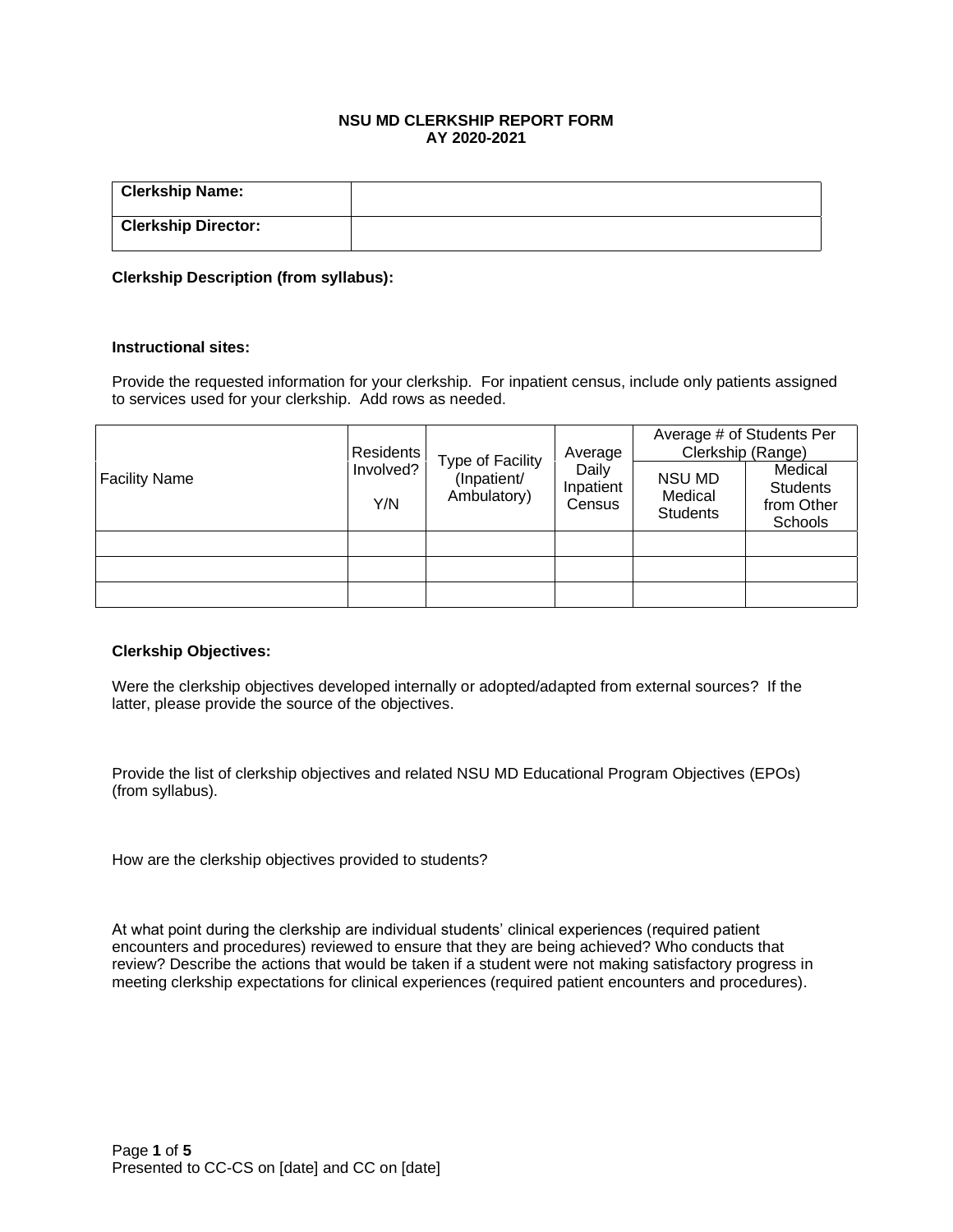# NSU MD CLERKSHIP REPORT FORM
## AY 2020-2021

| **Clerkship Name:** | |
|---|---|
| **Clerkship Director:** | |

**Clerkship Description (from syllabus):**

**Instructional sites:**

Provide the requested information for your clerkship. For inpatient census, include only patients assigned to services used for your clerkship. Add rows as needed.

| Facility Name | Residents Involved? Y/N | Type of Facility (Inpatient/ Ambulatory) | Average Daily Inpatient Census | Average # of Students Per Clerkship (Range) | |
|---|---|---|---|---|---|
| | | | | NSU MD Medical Students | Medical Students from Other Schools |
| | | | | | |
| | | | | | |
| | | | | | |

**Clerkship Objectives:**

Were the clerkship objectives developed internally or adopted/adapted from external sources? If the latter, please provide the source of the objectives.

Provide the list of clerkship objectives and related NSU MD Educational Program Objectives (EPOs) (from syllabus).

How are the clerkship objectives provided to students?

At what point during the clerkship are individual students' clinical experiences (required patient encounters and procedures) reviewed to ensure that they are being achieved? Who conducts that review? Describe the actions that would be taken if a student were not making satisfactory progress in meeting clerkship expectations for clinical experiences (required patient encounters and procedures).

Presented to CC-CS on [date] and CC on [date]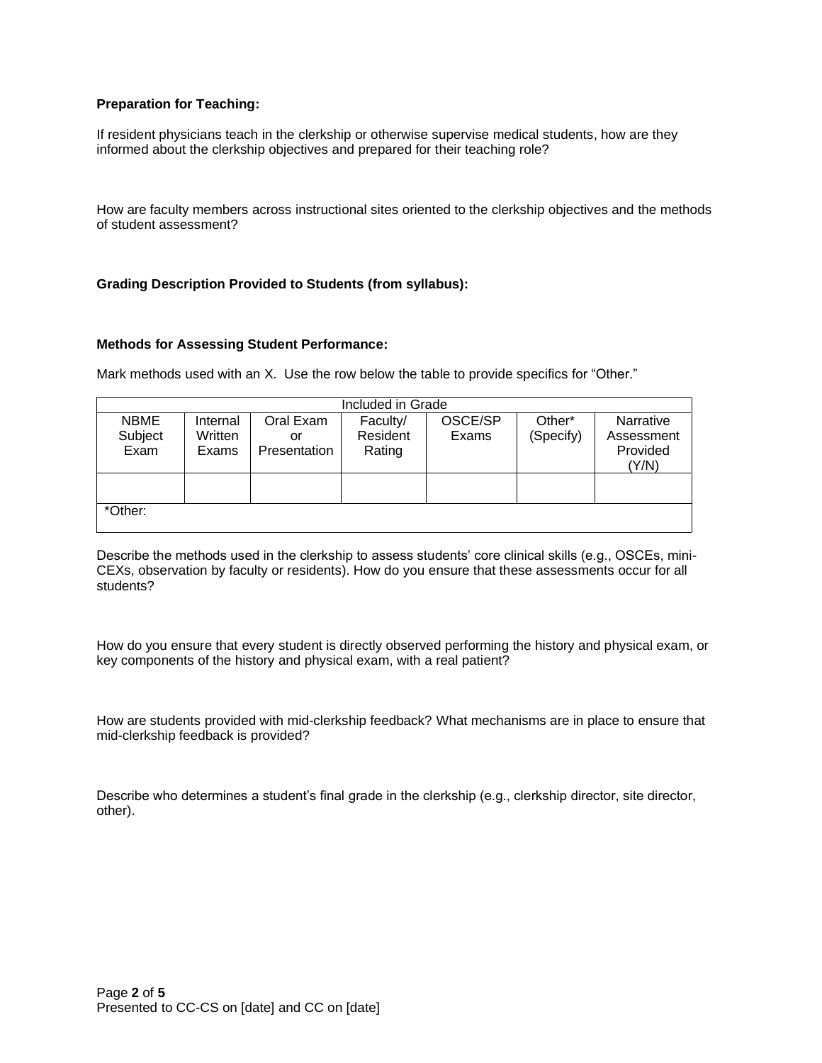**Preparation for Teaching:**

If resident physicians teach in the clerkship or otherwise supervise medical students, how are they informed about the clerkship objectives and prepared for their teaching role?

How are faculty members across instructional sites oriented to the clerkship objectives and the methods of student assessment?

**Grading Description Provided to Students (from syllabus):**

**Methods for Assessing Student Performance:**

Mark methods used with an X. Use the row below the table to provide specifics for "Other."

| Included in Grade | | | | | | |
|---|---|---|---|---|---|---|
| NBME Subject Exam | Internal Written Exams | Oral Exam or Presentation | Faculty/ Resident Rating | OSCE/SP Exams | Other* (Specify) | Narrative Assessment Provided (Y/N) |
| | | | | | | |
| *Other: | | | | | | |

Describe the methods used in the clerkship to assess students' core clinical skills (e.g., OSCEs, mini-CEXs, observation by faculty or residents). How do you ensure that these assessments occur for all students?

How do you ensure that every student is directly observed performing the history and physical exam, or key components of the history and physical exam, with a real patient?

How are students provided with mid-clerkship feedback? What mechanisms are in place to ensure that mid-clerkship feedback is provided?

Describe who determines a student's final grade in the clerkship (e.g., clerkship director, site director, other).

Presented to CC-CS on [date] and CC on [date]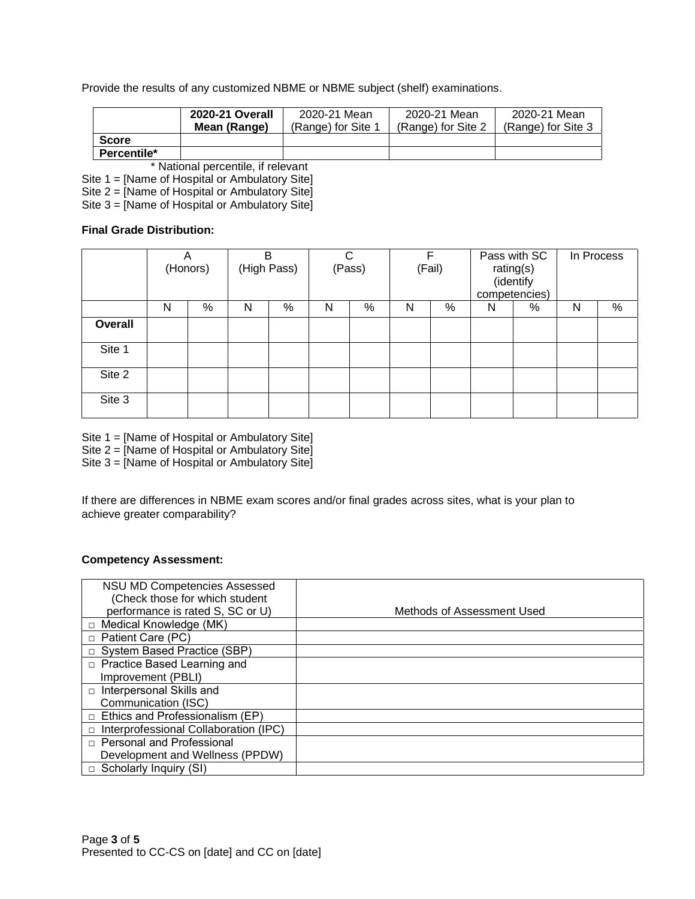Provide the results of any customized NBME or NBME subject (shelf) examinations.

| | **2020-21 Overall Mean (Range)** | 2020-21 Mean (Range) for Site 1 | 2020-21 Mean (Range) for Site 2 | 2020-21 Mean (Range) for Site 3 |
|---|---|---|---|---|
| **Score** | | | | |
| **Percentile*** | | | | |

\* National percentile, if relevant

Site 1 = [Name of Hospital or Ambulatory Site]
Site 2 = [Name of Hospital or Ambulatory Site]
Site 3 = [Name of Hospital or Ambulatory Site]

**Final Grade Distribution:**

| | A (Honors) | | B (High Pass) | | C (Pass) | | F (Fail) | | Pass with SC rating(s) (identify competencies) | | In Process | |
|---|---|---|---|---|---|---|---|---|---|---|---|---|
| | N | % | N | % | N | % | N | % | N | % | N | % |
| **Overall** | | | | | | | | | | | | |
| Site 1 | | | | | | | | | | | | |
| Site 2 | | | | | | | | | | | | |
| Site 3 | | | | | | | | | | | | |

Site 1 = [Name of Hospital or Ambulatory Site]
Site 2 = [Name of Hospital or Ambulatory Site]
Site 3 = [Name of Hospital or Ambulatory Site]

If there are differences in NBME exam scores and/or final grades across sites, what is your plan to achieve greater comparability?

**Competency Assessment:**

| NSU MD Competencies Assessed (Check those for which student performance is rated S, SC or U) | Methods of Assessment Used |
|---|---|
| □ Medical Knowledge (MK) | |
| □ Patient Care (PC) | |
| □ System Based Practice (SBP) | |
| □ Practice Based Learning and Improvement (PBLI) | |
| □ Interpersonal Skills and Communication (ISC) | |
| □ Ethics and Professionalism (EP) | |
| □ Interprofessional Collaboration (IPC) | |
| □ Personal and Professional Development and Wellness (PPDW) | |
| □ Scholarly Inquiry (SI) | |

Presented to CC-CS on [date] and CC on [date]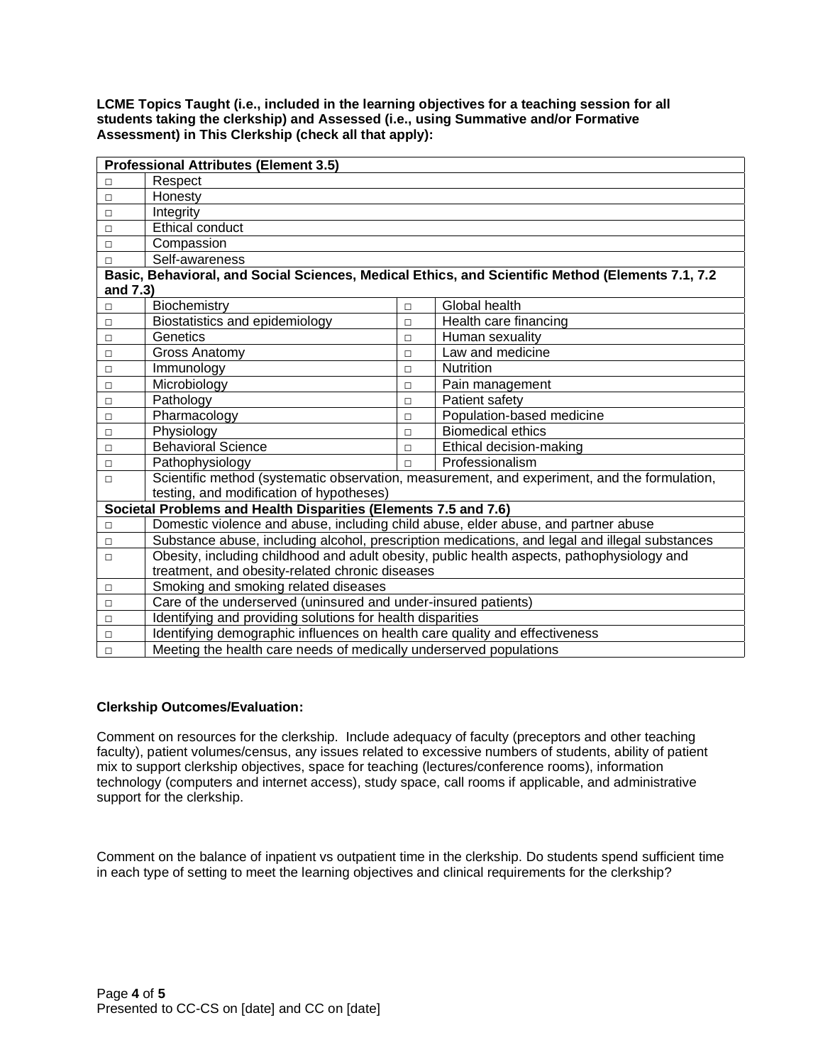**LCME Topics Taught (i.e., included in the learning objectives for a teaching session for all students taking the clerkship) and Assessed (i.e., using Summative and/or Formative Assessment) in This Clerkship (check all that apply):**

| **Professional Attributes (Element 3.5)** | | | |
|---|---|---|---|
| □ | Respect | | |
| □ | Honesty | | |
| □ | Integrity | | |
| □ | Ethical conduct | | |
| □ | Compassion | | |
| □ | Self-awareness | | |
| **Basic, Behavioral, and Social Sciences, Medical Ethics, and Scientific Method (Elements 7.1, 7.2 and 7.3)** | | | |
| □ | Biochemistry | □ | Global health |
| □ | Biostatistics and epidemiology | □ | Health care financing |
| □ | Genetics | □ | Human sexuality |
| □ | Gross Anatomy | □ | Law and medicine |
| □ | Immunology | □ | Nutrition |
| □ | Microbiology | □ | Pain management |
| □ | Pathology | □ | Patient safety |
| □ | Pharmacology | □ | Population-based medicine |
| □ | Physiology | □ | Biomedical ethics |
| □ | Behavioral Science | □ | Ethical decision-making |
| □ | Pathophysiology | □ | Professionalism |
| □ | Scientific method (systematic observation, measurement, and experiment, and the formulation, testing, and modification of hypotheses) | | |
| **Societal Problems and Health Disparities (Elements 7.5 and 7.6)** | | | |
| □ | Domestic violence and abuse, including child abuse, elder abuse, and partner abuse | | |
| □ | Substance abuse, including alcohol, prescription medications, and legal and illegal substances | | |
| □ | Obesity, including childhood and adult obesity, public health aspects, pathophysiology and treatment, and obesity-related chronic diseases | | |
| □ | Smoking and smoking related diseases | | |
| □ | Care of the underserved (uninsured and under-insured patients) | | |
| □ | Identifying and providing solutions for health disparities | | |
| □ | Identifying demographic influences on health care quality and effectiveness | | |
| □ | Meeting the health care needs of medically underserved populations | | |

**Clerkship Outcomes/Evaluation:**

Comment on resources for the clerkship. Include adequacy of faculty (preceptors and other teaching faculty), patient volumes/census, any issues related to excessive numbers of students, ability of patient mix to support clerkship objectives, space for teaching (lectures/conference rooms), information technology (computers and internet access), study space, call rooms if applicable, and administrative support for the clerkship.

Comment on the balance of inpatient vs outpatient time in the clerkship. Do students spend sufficient time in each type of setting to meet the learning objectives and clinical requirements for the clerkship?

Presented to CC-CS on [date] and CC on [date]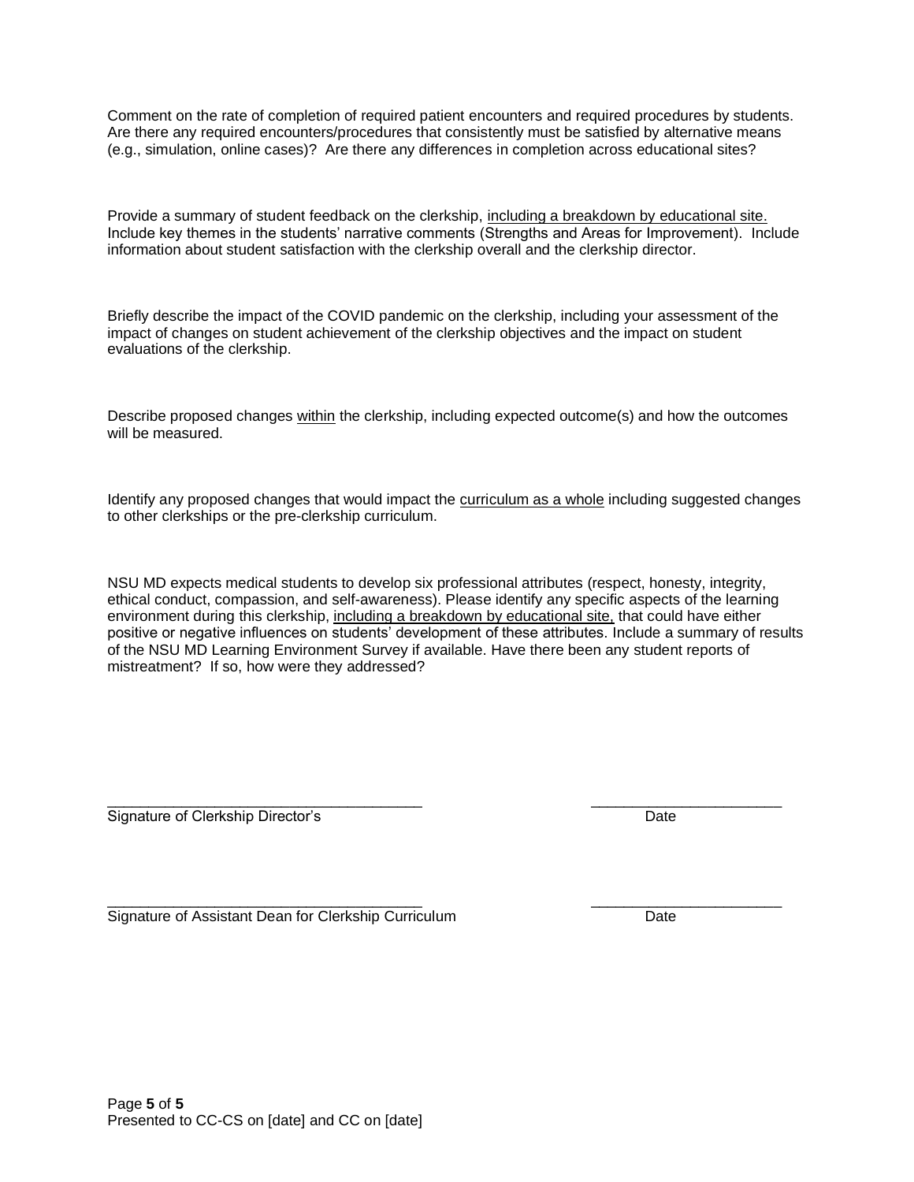Comment on the rate of completion of required patient encounters and required procedures by students. Are there any required encounters/procedures that consistently must be satisfied by alternative means (e.g., simulation, online cases)? Are there any differences in completion across educational sites?

Provide a summary of student feedback on the clerkship, <u>including a breakdown by educational site.</u> Include key themes in the students' narrative comments (Strengths and Areas for Improvement). Include information about student satisfaction with the clerkship overall and the clerkship director.

Briefly describe the impact of the COVID pandemic on the clerkship, including your assessment of the impact of changes on student achievement of the clerkship objectives and the impact on student evaluations of the clerkship.

Describe proposed changes <u>within</u> the clerkship, including expected outcome(s) and how the outcomes will be measured.

Identify any proposed changes that would impact the <u>curriculum as a whole</u> including suggested changes to other clerkships or the pre-clerkship curriculum.

NSU MD expects medical students to develop six professional attributes (respect, honesty, integrity, ethical conduct, compassion, and self-awareness). Please identify any specific aspects of the learning environment during this clerkship, <u>including a breakdown by educational site,</u> that could have either positive or negative influences on students' development of these attributes. Include a summary of results of the NSU MD Learning Environment Survey if available. Have there been any student reports of mistreatment? If so, how were they addressed?

_______________________________________ _______________________

Signature of Clerkship Director's Date

_______________________________________ _______________________

Signature of Assistant Dean for Clerkship Curriculum Date

Presented to CC-CS on [date] and CC on [date]